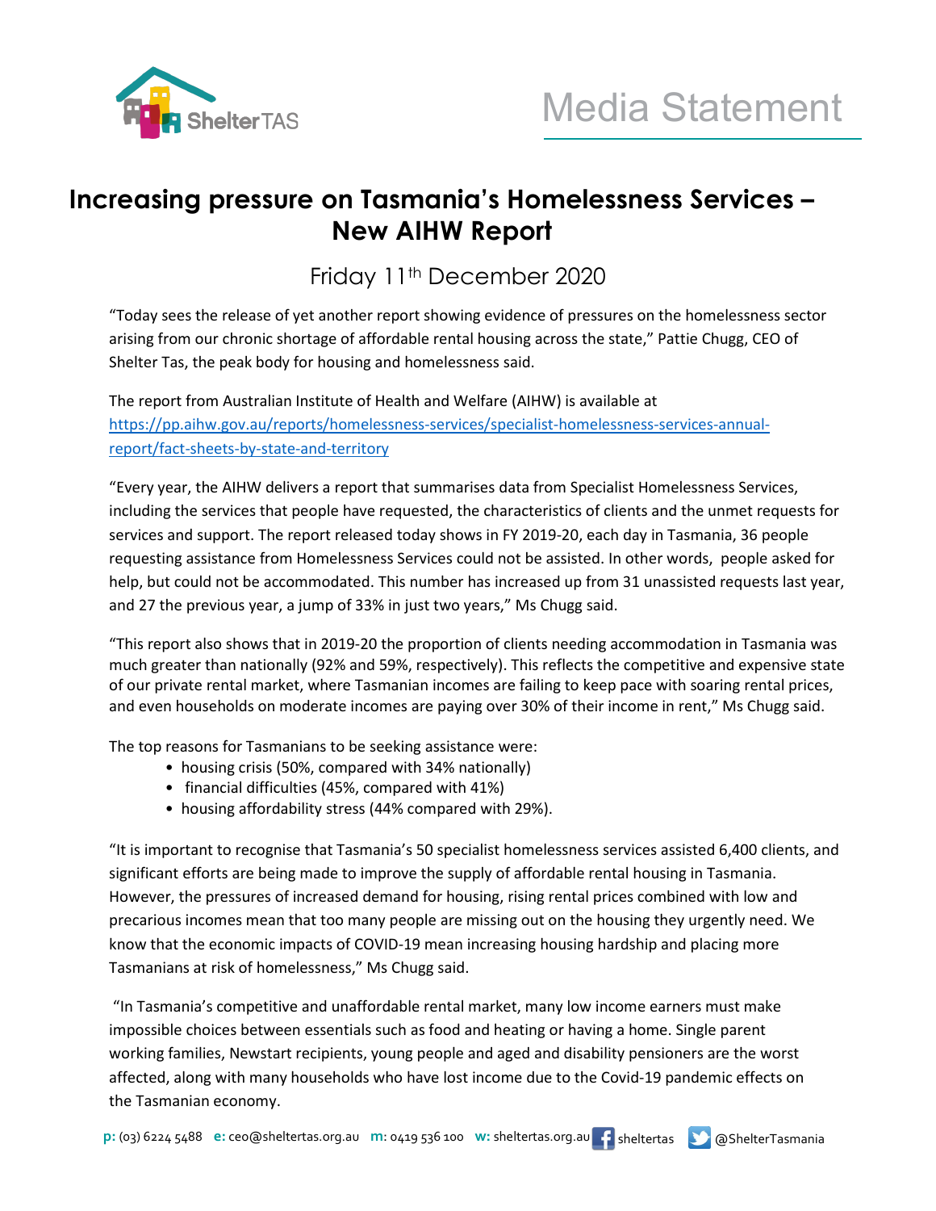Media Statement

# Increasing pressure on Tasmania's Homelessness Services – New AIHW Report

Friday 11th December 2020

"Today sees the release of yet another report showing evidence of pressures on the homelessness sector arising from our chronic shortage of affordable rental housing across the state," Pattie Chugg, CEO of Shelter Tas, the peak body for housing and homelessness said.

The report from Australian Institute of Health and Welfare (AIHW) is available at https://pp.aihw.gov.au/reports/homelessness-services/specialist-homelessness-services-annual-report/fact-sheets-by-state-and-territory

"Every year, the AIHW delivers a report that summarises data from Specialist Homelessness Services, including the services that people have requested, the characteristics of clients and the unmet requests for services and support. The report released today shows in FY 2019-20, each day in Tasmania, 36 people requesting assistance from Homelessness Services could not be assisted. In other words, people asked for help, but could not be accommodated. This number has increased up from 31 unassisted requests last year, and 27 the previous year, a jump of 33% in just two years," Ms Chugg said.

"This report also shows that in 2019-20 the proportion of clients needing accommodation in Tasmania was much greater than nationally (92% and 59%, respectively). This reflects the competitive and expensive state of our private rental market, where Tasmanian incomes are failing to keep pace with soaring rental prices, and even households on moderate incomes are paying over 30% of their income in rent," Ms Chugg said.

The top reasons for Tasmanians to be seeking assistance were:

- housing crisis (50%, compared with 34% nationally)
- financial difficulties (45%, compared with 41%)
- housing affordability stress (44% compared with 29%).

"It is important to recognise that Tasmania's 50 specialist homelessness services assisted 6,400 clients, and significant efforts are being made to improve the supply of affordable rental housing in Tasmania. However, the pressures of increased demand for housing, rising rental prices combined with low and precarious incomes mean that too many people are missing out on the housing they urgently need. We know that the economic impacts of COVID-19 mean increasing housing hardship and placing more Tasmanians at risk of homelessness," Ms Chugg said.

"In Tasmania's competitive and unaffordable rental market, many low income earners must make impossible choices between essentials such as food and heating or having a home. Single parent working families, Newstart recipients, young people and aged and disability pensioners are the worst affected, along with many households who have lost income due to the Covid-19 pandemic effects on the Tasmanian economy.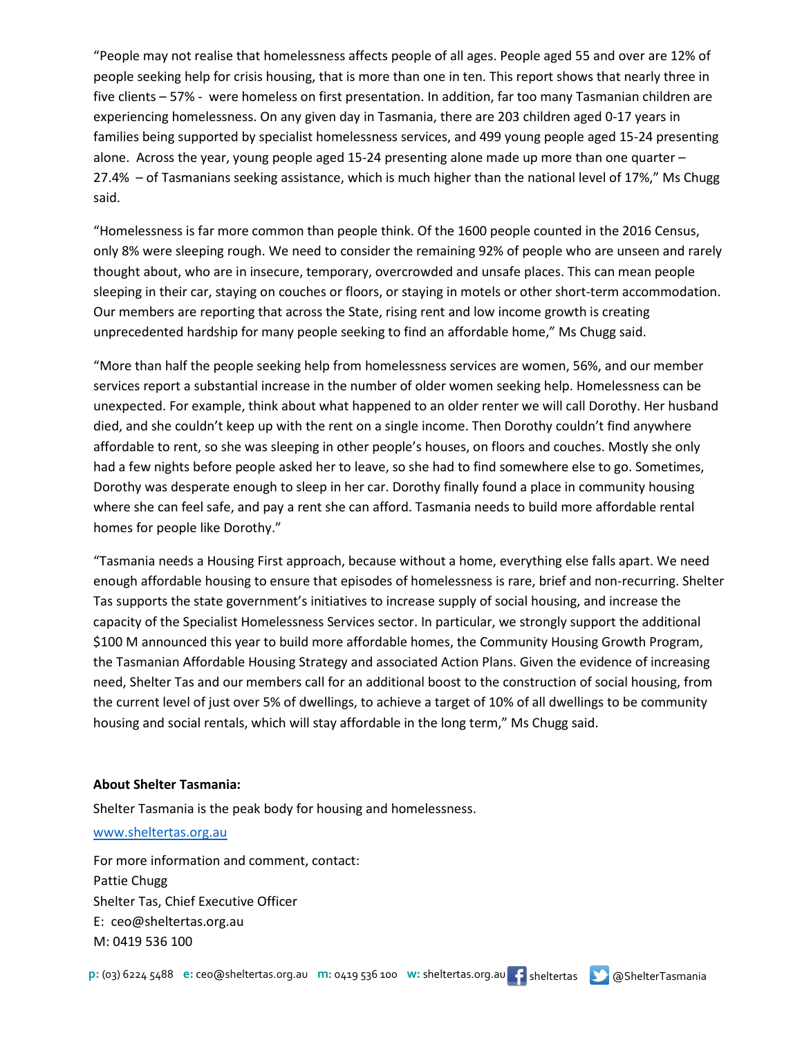"People may not realise that homelessness affects people of all ages. People aged 55 and over are 12% of people seeking help for crisis housing, that is more than one in ten. This report shows that nearly three in five clients – 57% - were homeless on first presentation. In addition, far too many Tasmanian children are experiencing homelessness. On any given day in Tasmania, there are 203 children aged 0-17 years in families being supported by specialist homelessness services, and 499 young people aged 15-24 presenting alone. Across the year, young people aged 15-24 presenting alone made up more than one quarter – 27.4% – of Tasmanians seeking assistance, which is much higher than the national level of 17%," Ms Chugg said.

"Homelessness is far more common than people think. Of the 1600 people counted in the 2016 Census, only 8% were sleeping rough. We need to consider the remaining 92% of people who are unseen and rarely thought about, who are in insecure, temporary, overcrowded and unsafe places. This can mean people sleeping in their car, staying on couches or floors, or staying in motels or other short-term accommodation. Our members are reporting that across the State, rising rent and low income growth is creating unprecedented hardship for many people seeking to find an affordable home," Ms Chugg said.

"More than half the people seeking help from homelessness services are women, 56%, and our member services report a substantial increase in the number of older women seeking help. Homelessness can be unexpected. For example, think about what happened to an older renter we will call Dorothy. Her husband died, and she couldn't keep up with the rent on a single income. Then Dorothy couldn't find anywhere affordable to rent, so she was sleeping in other people's houses, on floors and couches. Mostly she only had a few nights before people asked her to leave, so she had to find somewhere else to go. Sometimes, Dorothy was desperate enough to sleep in her car. Dorothy finally found a place in community housing where she can feel safe, and pay a rent she can afford. Tasmania needs to build more affordable rental homes for people like Dorothy."

"Tasmania needs a Housing First approach, because without a home, everything else falls apart. We need enough affordable housing to ensure that episodes of homelessness is rare, brief and non-recurring. Shelter Tas supports the state government's initiatives to increase supply of social housing, and increase the capacity of the Specialist Homelessness Services sector. In particular, we strongly support the additional $100 M announced this year to build more affordable homes, the Community Housing Growth Program, the Tasmanian Affordable Housing Strategy and associated Action Plans. Given the evidence of increasing need, Shelter Tas and our members call for an additional boost to the construction of social housing, from the current level of just over 5% of dwellings, to achieve a target of 10% of all dwellings to be community housing and social rentals, which will stay affordable in the long term," Ms Chugg said.

**About Shelter Tasmania:**

Shelter Tasmania is the peak body for housing and homelessness.

www.sheltertas.org.au

For more information and comment, contact:
Pattie Chugg
Shelter Tas, Chief Executive Officer
E: ceo@sheltertas.org.au
M: 0419 536 100

**p:** (03) 6224 5488 **e:** ceo@sheltertas.org.au **m:** 0419 536 100 **w:** sheltertas.org.au sheltertas @ShelterTasmania